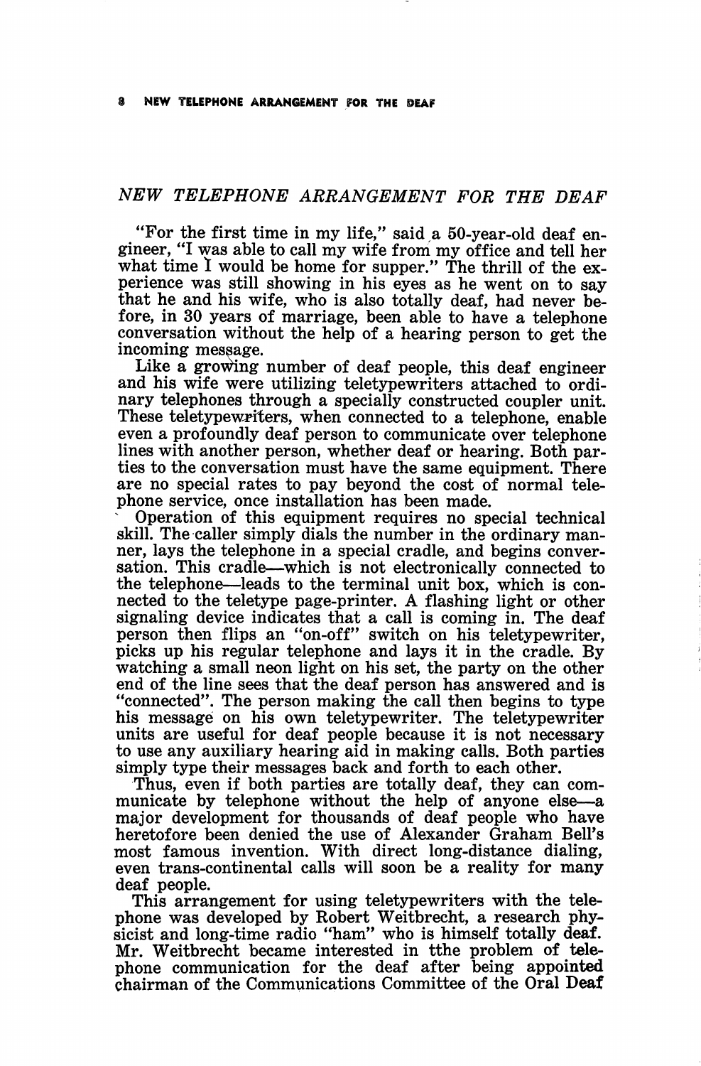## *NEW TELEPHONE ARRANGEMENT FOR THE DEAF*

"For the first time in my life," said a 50-year-old deaf engineer, "I was able to call my wife from my office and tell her what time I would be home for supper." The thrill of the experience was still showing in his eyes as he went on to say that he and his wife, who is also totally deaf, had never before, in 30 years of marriage, been able to have a telephone conversation without the help of a hearing person to get the incoming message.

Like a growing number of deaf people, this deaf engineer and his wife were utilizing teletypewriters attached to ordinary telephones through a specially constructed coupler unit. These teletypewriters, when connected to a telephone, enable even a profoundly deaf person to communicate over telephone lines with another person, whether deaf or hearing. Both parties to the conversation must have the same equipment. There are no special rates to pay beyond the cost of normal telephone service, once installation has been made.

Operation of this equipment requires no special technical skill. The caller simply dials the number in the ordinary manner, lays the telephone in a special cradle, and begins conversation. This cradle—which is not electronically connected to the telephone—leads to the terminal unit box, which is connected to the teletype page-printer. A flashing light or other signaling device indicates that a call is coming in. The deaf person then flips an "on-off" switch on his teletypewriter, picks up his regular telephone and lays it in the cradle. By watching a small neon light on his set, the party on the other end of the line sees that the deaf person has answered and is "connected". The person making the call then begins to type his message on his own teletypewriter. The teletypewriter units are useful for deaf people because it is not necessary to use any auxiliary hearing aid in making calls. Both parties simply type their messages back and forth to each other.

Thus, even if both parties are totally deaf, they can communicate by telephone without the help of anyone else—a major development for thousands of deaf people who have heretofore been denied the use of Alexander Graham Bell's most famous invention. With direct long-distance dialing, even trans-continental calls will soon be a reality for many deaf people.

This arrangement for using teletypewriters with the telephone was developed by Robert Weitbrecht, a research physicist and long-time radio "ham" who is himself totally deaf. Mr. Weitbrecht became interested in tthe problem of telephone communication for the deaf after being appointed chairman of the Communications Committee of the Oral Deaf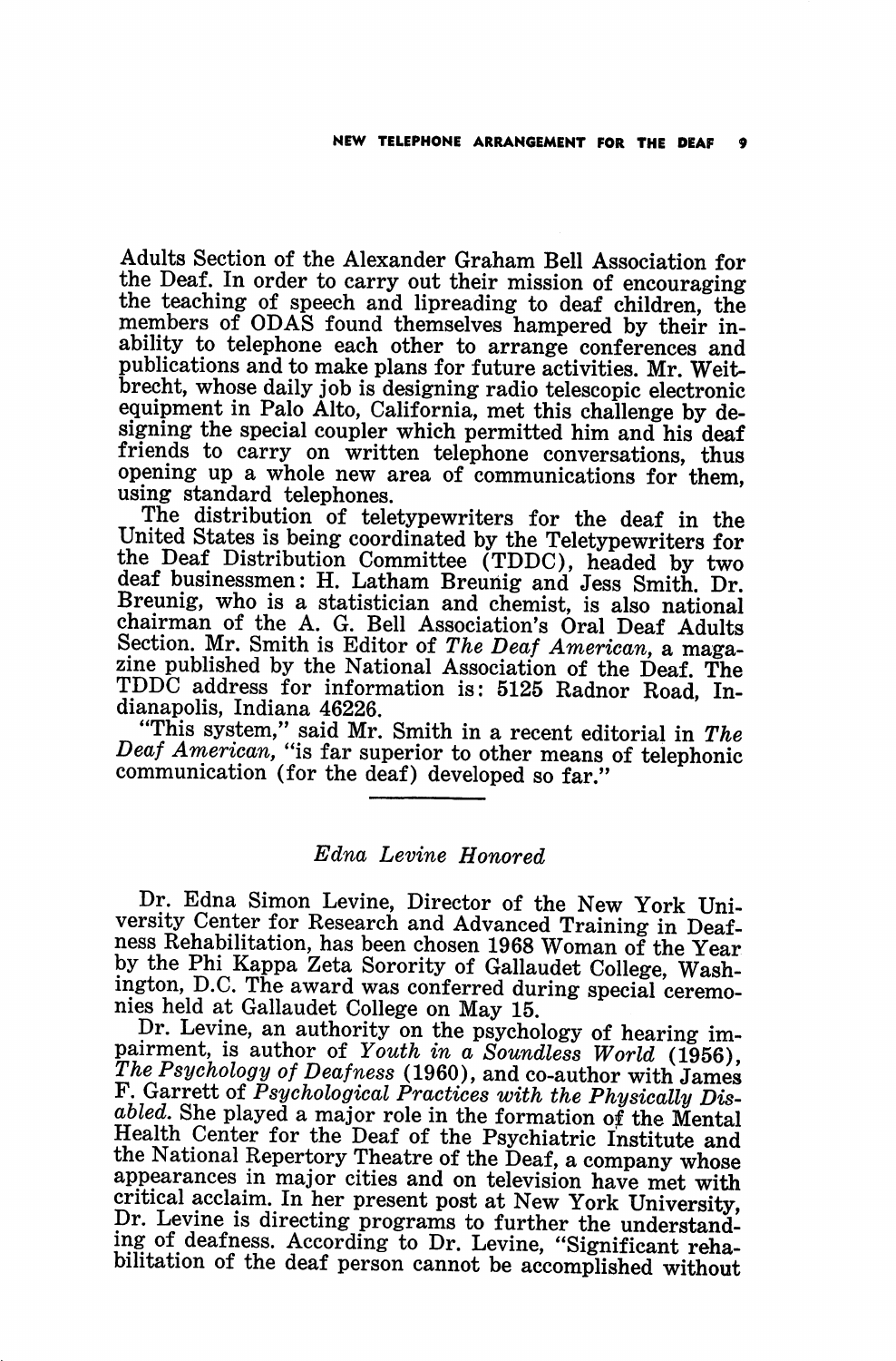Adults Section of the Alexander Graham Bell Association for the Deaf. In order to carry out their mission of encouraging the teaching of speech and lipreading to deaf children, the members of ODAS found themselves hampered by their inability to telephone each other to arrange conferences and publications and to make plans for future activities. Mr. Weitbrecht, whose daily job is designing radio telescopic electronic equipment in Palo Alto, California, met this challenge by designing the special coupler which permitted him and his deaf friends to carry on written telephone conversations, thus opening up a whole new area of communications for them, using standard telephones.

The distribution of teletypewriters for the deaf in the United States is being coordinated by the Teletypewriters for the Deaf Distribution Committee (TDDC), headed by two deaf businessmen: H. Latham Breunig and Jess Smith. Dr. Breunig, who is a statistician and chemist, is also national chairman of the A. G. Bell Association's Oral Deaf Adults Section. Mr. Smith is Editor of *The Deaf American*, a magazine published by the National Association of the Deaf. The TDDC address for information is: 5125 Radnor Road, Indianapolis, Indiana 46226.

"This system," said Mr. Smith in a recent editorial in *The Deaf American*, "is far superior to other means of telephonic communication (for the deaf) developed so far."

---

## *Edna Levine Honored*

Dr. Edna Simon Levine, Director of the New York University Center for Research and Advanced Training in Deafness Rehabilitation, has been chosen 1968 Woman of the Year by the Phi Kappa Zeta Sorority of Gallaudet College, Washington, D.C. The award was conferred during special ceremonies held at Gallaudet College on May 15.

Dr. Levine, an authority on the psychology of hearing impairment, is author of *Youth in a Soundless World* (1956), *The Psychology of Deafness* (1960), and co-author with James F. Garrett of *Psychological Practices with the Physically Disabled*. She played a major role in the formation of the Mental Health Center for the Deaf of the Psychiatric Institute and the National Repertory Theatre of the Deaf, a company whose appearances in major cities and on television have met with critical acclaim. In her present post at New York University, Dr. Levine is directing programs to further the understanding of deafness. According to Dr. Levine, "Significant rehabilitation of the deaf person cannot be accomplished without